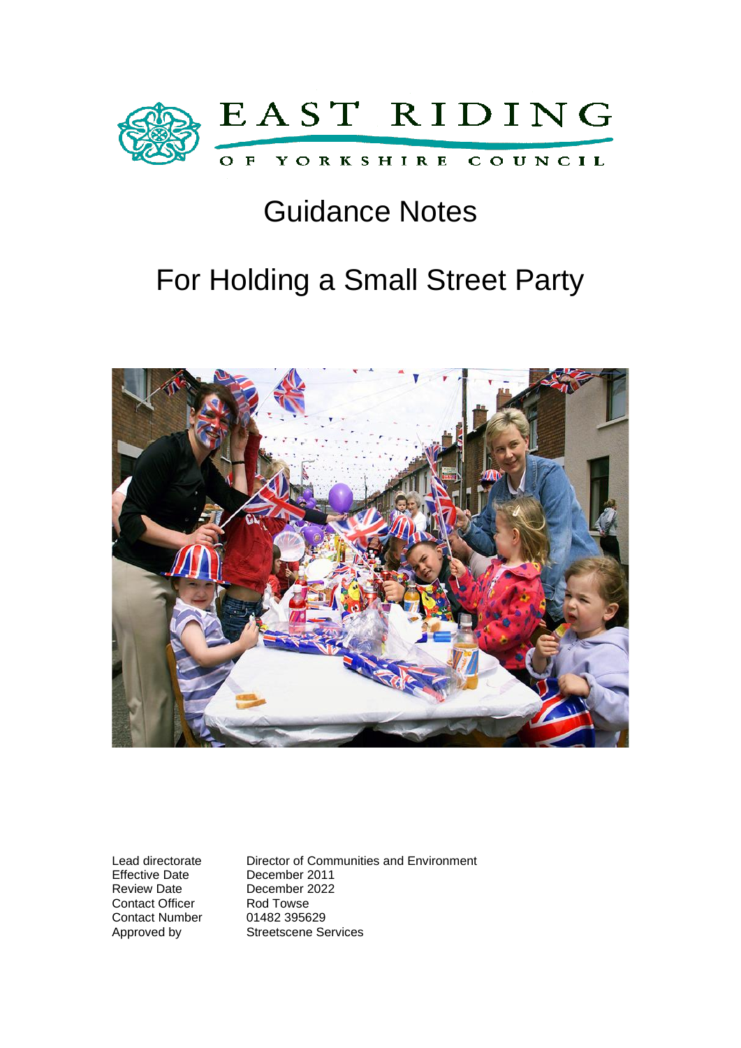EAST RIDING OF YORKSHIRE COUNCIL

# Guidance Notes

# For Holding a Small Street Party

| | |
|---|---|
| Lead directorate | Director of Communities and Environment |
| Effective Date | December 2011 |
| Review Date | December 2022 |
| Contact Officer | Rod Towse |
| Contact Number | 01482 395629 |
| Approved by | Streetscene Services |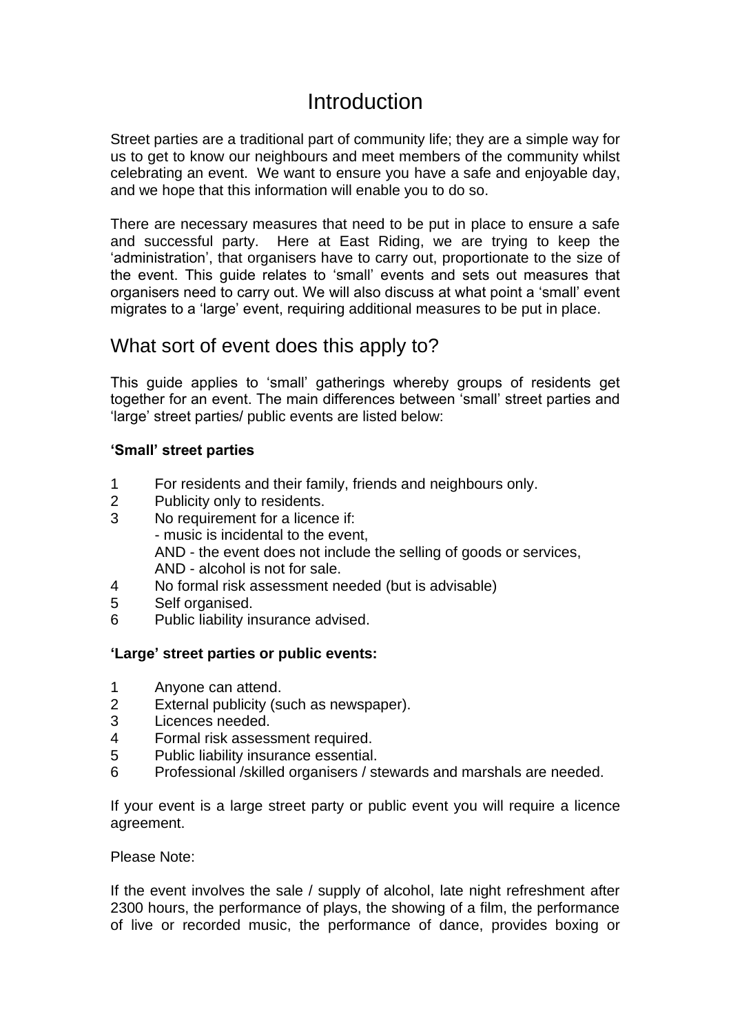# Introduction

Street parties are a traditional part of community life; they are a simple way for us to get to know our neighbours and meet members of the community whilst celebrating an event. We want to ensure you have a safe and enjoyable day, and we hope that this information will enable you to do so.

There are necessary measures that need to be put in place to ensure a safe and successful party. Here at East Riding, we are trying to keep the 'administration', that organisers have to carry out, proportionate to the size of the event. This guide relates to 'small' events and sets out measures that organisers need to carry out. We will also discuss at what point a 'small' event migrates to a 'large' event, requiring additional measures to be put in place.

## What sort of event does this apply to?

This guide applies to 'small' gatherings whereby groups of residents get together for an event. The main differences between 'small' street parties and 'large' street parties/ public events are listed below:

**'Small' street parties**

1. For residents and their family, friends and neighbours only.
2. Publicity only to residents.
3. No requirement for a licence if:
   - music is incidental to the event,
   AND - the event does not include the selling of goods or services,
   AND - alcohol is not for sale.
4. No formal risk assessment needed (but is advisable)
5. Self organised.
6. Public liability insurance advised.

**'Large' street parties or public events:**

1. Anyone can attend.
2. External publicity (such as newspaper).
3. Licences needed.
4. Formal risk assessment required.
5. Public liability insurance essential.
6. Professional /skilled organisers / stewards and marshals are needed.

If your event is a large street party or public event you will require a licence agreement.

Please Note:

If the event involves the sale / supply of alcohol, late night refreshment after 2300 hours, the performance of plays, the showing of a film, the performance of live or recorded music, the performance of dance, provides boxing or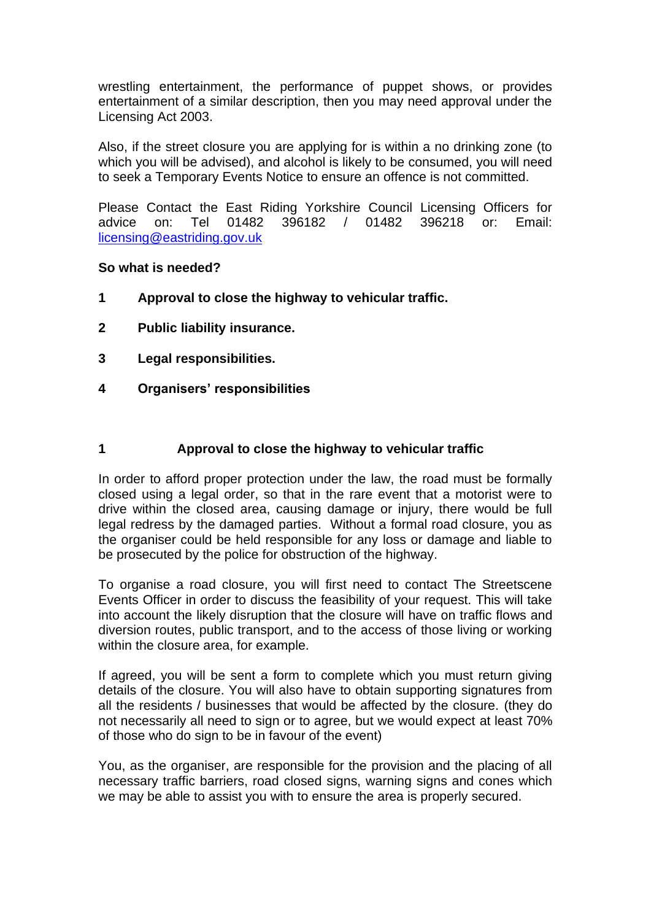wrestling entertainment, the performance of puppet shows, or provides entertainment of a similar description, then you may need approval under the Licensing Act 2003.

Also, if the street closure you are applying for is within a no drinking zone (to which you will be advised), and alcohol is likely to be consumed, you will need to seek a Temporary Events Notice to ensure an offence is not committed.

Please Contact the East Riding Yorkshire Council Licensing Officers for advice on: Tel 01482 396182 / 01482 396218 or: Email: licensing@eastriding.gov.uk

**So what is needed?**

**1 Approval to close the highway to vehicular traffic.**

**2 Public liability insurance.**

**3 Legal responsibilities.**

**4 Organisers' responsibilities**

## 1 Approval to close the highway to vehicular traffic

In order to afford proper protection under the law, the road must be formally closed using a legal order, so that in the rare event that a motorist were to drive within the closed area, causing damage or injury, there would be full legal redress by the damaged parties. Without a formal road closure, you as the organiser could be held responsible for any loss or damage and liable to be prosecuted by the police for obstruction of the highway.

To organise a road closure, you will first need to contact The Streetscene Events Officer in order to discuss the feasibility of your request. This will take into account the likely disruption that the closure will have on traffic flows and diversion routes, public transport, and to the access of those living or working within the closure area, for example.

If agreed, you will be sent a form to complete which you must return giving details of the closure. You will also have to obtain supporting signatures from all the residents / businesses that would be affected by the closure. (they do not necessarily all need to sign or to agree, but we would expect at least 70% of those who do sign to be in favour of the event)

You, as the organiser, are responsible for the provision and the placing of all necessary traffic barriers, road closed signs, warning signs and cones which we may be able to assist you with to ensure the area is properly secured.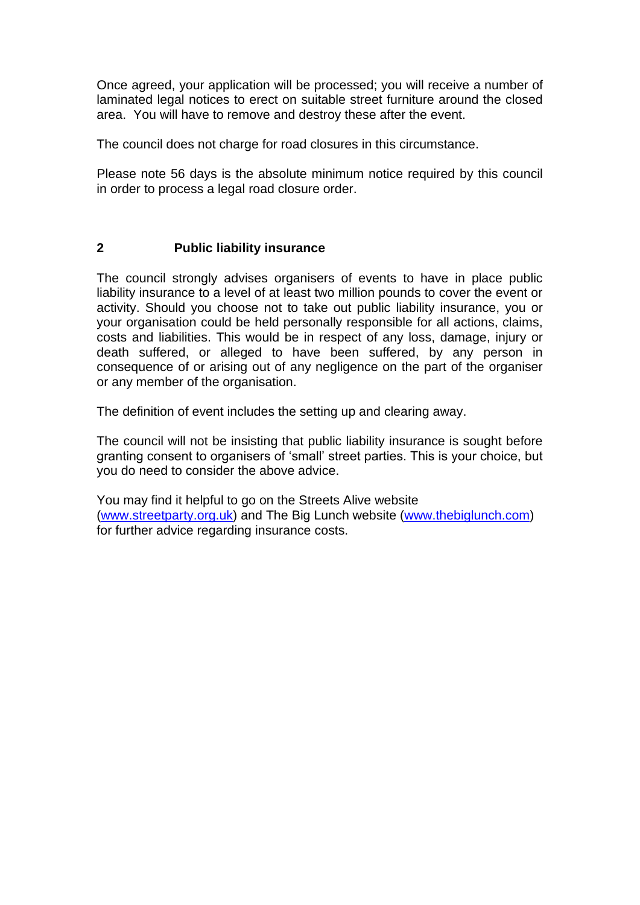Once agreed, your application will be processed; you will receive a number of laminated legal notices to erect on suitable street furniture around the closed area. You will have to remove and destroy these after the event.

The council does not charge for road closures in this circumstance.

Please note 56 days is the absolute minimum notice required by this council in order to process a legal road closure order.

## 2 Public liability insurance

The council strongly advises organisers of events to have in place public liability insurance to a level of at least two million pounds to cover the event or activity. Should you choose not to take out public liability insurance, you or your organisation could be held personally responsible for all actions, claims, costs and liabilities. This would be in respect of any loss, damage, injury or death suffered, or alleged to have been suffered, by any person in consequence of or arising out of any negligence on the part of the organiser or any member of the organisation.

The definition of event includes the setting up and clearing away.

The council will not be insisting that public liability insurance is sought before granting consent to organisers of 'small' street parties. This is your choice, but you do need to consider the above advice.

You may find it helpful to go on the Streets Alive website (www.streetparty.org.uk) and The Big Lunch website (www.thebiglunch.com) for further advice regarding insurance costs.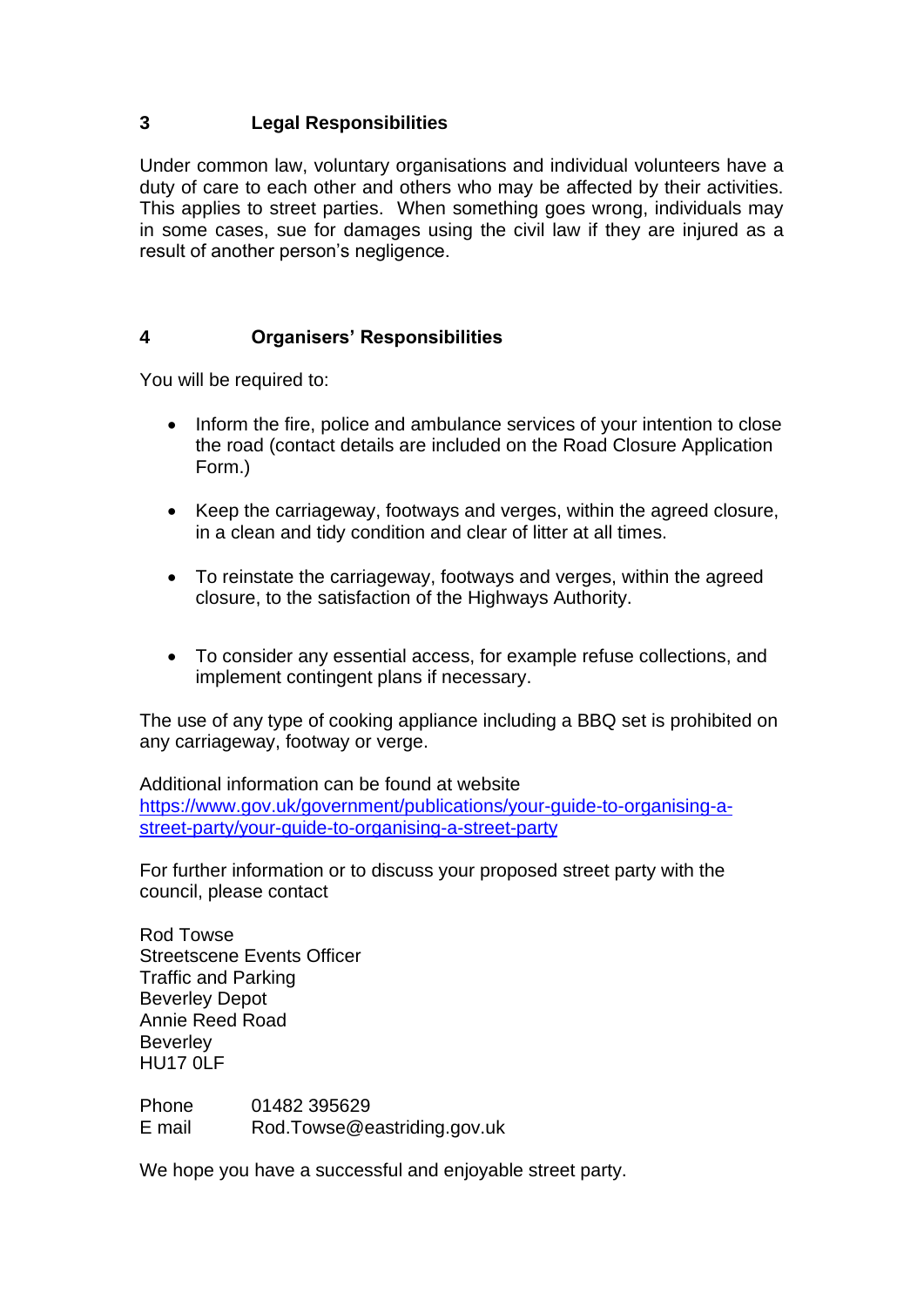## 3 Legal Responsibilities

Under common law, voluntary organisations and individual volunteers have a duty of care to each other and others who may be affected by their activities. This applies to street parties. When something goes wrong, individuals may in some cases, sue for damages using the civil law if they are injured as a result of another person's negligence.

## 4 Organisers' Responsibilities

You will be required to:

- Inform the fire, police and ambulance services of your intention to close the road (contact details are included on the Road Closure Application Form.)
- Keep the carriageway, footways and verges, within the agreed closure, in a clean and tidy condition and clear of litter at all times.
- To reinstate the carriageway, footways and verges, within the agreed closure, to the satisfaction of the Highways Authority.
- To consider any essential access, for example refuse collections, and implement contingent plans if necessary.

The use of any type of cooking appliance including a BBQ set is prohibited on any carriageway, footway or verge.

Additional information can be found at website https://www.gov.uk/government/publications/your-guide-to-organising-a-street-party/your-guide-to-organising-a-street-party

For further information or to discuss your proposed street party with the council, please contact

Rod Towse
Streetscene Events Officer
Traffic and Parking
Beverley Depot
Annie Reed Road
Beverley
HU17 0LF

Phone 01482 395629
E mail Rod.Towse@eastriding.gov.uk

We hope you have a successful and enjoyable street party.